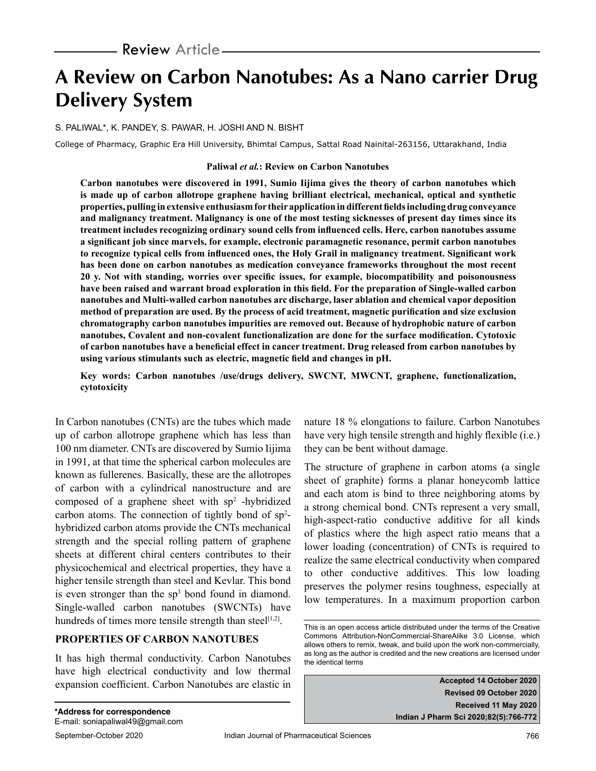Review Article

# A Review on Carbon Nanotubes: As a Nano carrier Drug Delivery System

S. PALIWAL*, K. PANDEY, S. PAWAR, H. JOSHI AND N. BISHT

College of Pharmacy, Graphic Era Hill University, Bhimtal Campus, Sattal Road Nainital-263156, Uttarakhand, India

**Paliwal *et al.*: Review on Carbon Nanotubes**

**Carbon nanotubes were discovered in 1991, Sumio Iijima gives the theory of carbon nanotubes which is made up of carbon allotrope graphene having brilliant electrical, mechanical, optical and synthetic properties, pulling in extensive enthusiasm for their application in different fields including drug conveyance and malignancy treatment. Malignancy is one of the most testing sicknesses of present day times since its treatment includes recognizing ordinary sound cells from influenced cells. Here, carbon nanotubes assume a significant job since marvels, for example, electronic paramagnetic resonance, permit carbon nanotubes to recognize typical cells from influenced ones, the Holy Grail in malignancy treatment. Significant work has been done on carbon nanotubes as medication conveyance frameworks throughout the most recent 20 y. Not with standing, worries over specific issues, for example, biocompatibility and poisonousness have been raised and warrant broad exploration in this field. For the preparation of Single-walled carbon nanotubes and Multi-walled carbon nanotubes arc discharge, laser ablation and chemical vapor deposition method of preparation are used. By the process of acid treatment, magnetic purification and size exclusion chromatography carbon nanotubes impurities are removed out. Because of hydrophobic nature of carbon nanotubes, Covalent and non-covalent functionalization are done for the surface modification. Cytotoxic of carbon nanotubes have a beneficial effect in cancer treatment. Drug released from carbon nanotubes by using various stimulants such as electric, magnetic field and changes in pH.**

**Key words: Carbon nanotubes /use/drugs delivery, SWCNT, MWCNT, graphene, functionalization, cytotoxicity**

In Carbon nanotubes (CNTs) are the tubes which made up of carbon allotrope graphene which has less than 100 nm diameter. CNTs are discovered by Sumio Iijima in 1991, at that time the spherical carbon molecules are known as fullerenes. Basically, these are the allotropes of carbon with a cylindrical nanostructure and are composed of a graphene sheet with $sp^2$ -hybridized carbon atoms. The connection of tightly bond of $sp^2$-hybridized carbon atoms provide the CNTs mechanical strength and the special rolling pattern of graphene sheets at different chiral centers contributes to their physicochemical and electrical properties, they have a higher tensile strength than steel and Kevlar. This bond is even stronger than the $sp^3$ bond found in diamond. Single-walled carbon nanotubes (SWCNTs) have hundreds of times more tensile strength than steel[1,2].

## PROPERTIES OF CARBON NANOTUBES

It has high thermal conductivity. Carbon Nanotubes have high electrical conductivity and low thermal expansion coefficient. Carbon Nanotubes are elastic in nature 18 % elongations to failure. Carbon Nanotubes have very high tensile strength and highly flexible (i.e.) they can be bent without damage.

The structure of graphene in carbon atoms (a single sheet of graphite) forms a planar honeycomb lattice and each atom is bind to three neighboring atoms by a strong chemical bond. CNTs represent a very small, high-aspect-ratio conductive additive for all kinds of plastics where the high aspect ratio means that a lower loading (concentration) of CNTs is required to realize the same electrical conductivity when compared to other conductive additives. This low loading preserves the polymer resins toughness, especially at low temperatures. In a maximum proportion carbon

This is an open access article distributed under the terms of the Creative Commons Attribution-NonCommercial-ShareAlike 3.0 License, which allows others to remix, tweak, and build upon the work non-commercially, as long as the author is credited and the new creations are licensed under the identical terms

**Accepted 14 October 2020**
**Revised 09 October 2020**
**Received 11 May 2020**
**Indian J Pharm Sci 2020;82(5):766-772**

***Address for correspondence**
E-mail: soniapaliwal49@gmail.com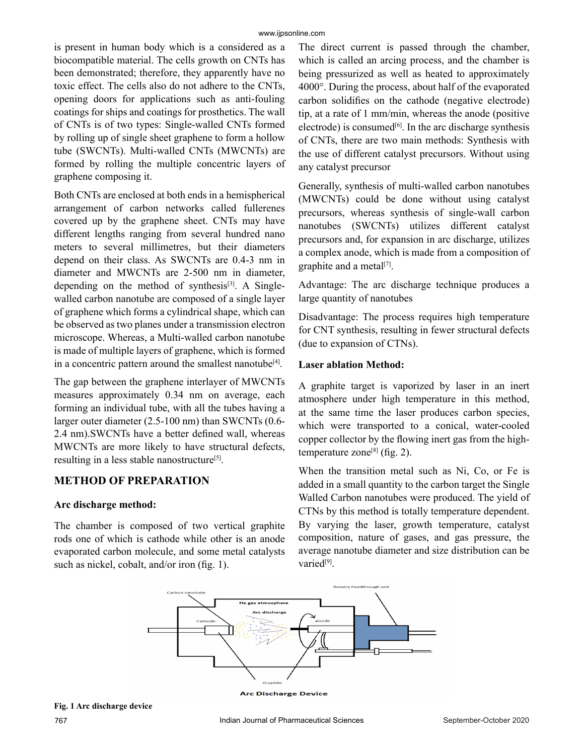is present in human body which is a considered as a biocompatible material. The cells growth on CNTs has been demonstrated; therefore, they apparently have no toxic effect. The cells also do not adhere to the CNTs, opening doors for applications such as anti-fouling coatings for ships and coatings for prosthetics. The wall of CNTs is of two types: Single-walled CNTs formed by rolling up of single sheet graphene to form a hollow tube (SWCNTs). Multi-walled CNTs (MWCNTs) are formed by rolling the multiple concentric layers of graphene composing it.

Both CNTs are enclosed at both ends in a hemispherical arrangement of carbon networks called fullerenes covered up by the graphene sheet. CNTs may have different lengths ranging from several hundred nano meters to several millimetres, but their diameters depend on their class. As SWCNTs are 0.4-3 nm in diameter and MWCNTs are 2-500 nm in diameter, depending on the method of synthesis[3]. A Single-walled carbon nanotube are composed of a single layer of graphene which forms a cylindrical shape, which can be observed as two planes under a transmission electron microscope. Whereas, a Multi-walled carbon nanotube is made of multiple layers of graphene, which is formed in a concentric pattern around the smallest nanotube[4].

The gap between the graphene interlayer of MWCNTs measures approximately 0.34 nm on average, each forming an individual tube, with all the tubes having a larger outer diameter (2.5-100 nm) than SWCNTs (0.6-2.4 nm).SWCNTs have a better defined wall, whereas MWCNTs are more likely to have structural defects, resulting in a less stable nanostructure[5].

## METHOD OF PREPARATION

### Arc discharge method:

The chamber is composed of two vertical graphite rods one of which is cathode while other is an anode evaporated carbon molecule, and some metal catalysts such as nickel, cobalt, and/or iron (fig. 1).

The direct current is passed through the chamber, which is called an arcing process, and the chamber is being pressurized as well as heated to approximately 4000°. During the process, about half of the evaporated carbon solidifies on the cathode (negative electrode) tip, at a rate of 1 mm/min, whereas the anode (positive electrode) is consumed[6]. In the arc discharge synthesis of CNTs, there are two main methods: Synthesis with the use of different catalyst precursors. Without using any catalyst precursor

Generally, synthesis of multi-walled carbon nanotubes (MWCNTs) could be done without using catalyst precursors, whereas synthesis of single-wall carbon nanotubes (SWCNTs) utilizes different catalyst precursors and, for expansion in arc discharge, utilizes a complex anode, which is made from a composition of graphite and a metal[7].

Advantage: The arc discharge technique produces a large quantity of nanotubes

Disadvantage: The process requires high temperature for CNT synthesis, resulting in fewer structural defects (due to expansion of CTNs).

### Laser ablation Method:

A graphite target is vaporized by laser in an inert atmosphere under high temperature in this method, at the same time the laser produces carbon species, which were transported to a conical, water-cooled copper collector by the flowing inert gas from the high-temperature zone[8] (fig. 2).

When the transition metal such as Ni, Co, or Fe is added in a small quantity to the carbon target the Single Walled Carbon nanotubes were produced. The yield of CTNs by this method is totally temperature dependent. By varying the laser, growth temperature, catalyst composition, nature of gases, and gas pressure, the average nanotube diameter and size distribution can be varied[9].

**Fig. 1 Arc discharge device**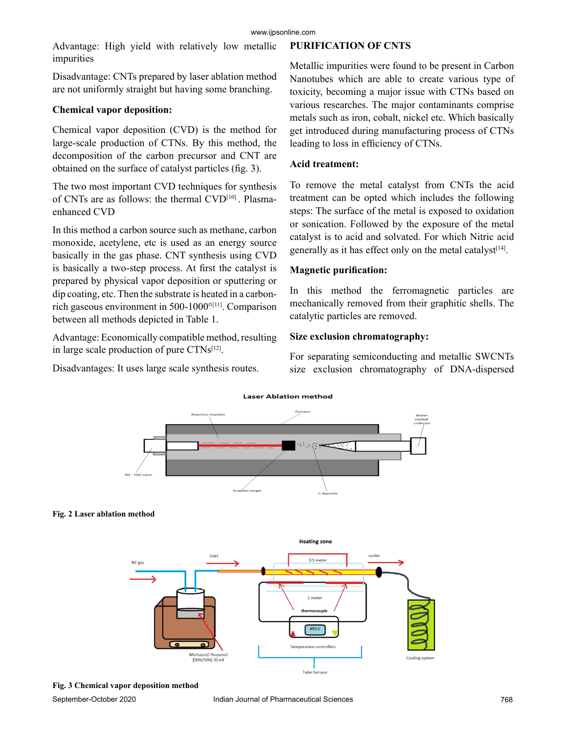Advantage: High yield with relatively low metallic impurities

Disadvantage: CNTs prepared by laser ablation method are not uniformly straight but having some branching.

**Chemical vapor deposition:**

Chemical vapor deposition (CVD) is the method for large-scale production of CTNs. By this method, the decomposition of the carbon precursor and CNT are obtained on the surface of catalyst particles (fig. 3).

The two most important CVD techniques for synthesis of CNTs are as follows: the thermal CVD[10] . Plasma-enhanced CVD

In this method a carbon source such as methane, carbon monoxide, acetylene, etc is used as an energy source basically in the gas phase. CNT synthesis using CVD is basically a two-step process. At first the catalyst is prepared by physical vapor deposition or sputtering or dip coating, etc. Then the substrate is heated in a carbon-rich gaseous environment in 500-1000°[11]. Comparison between all methods depicted in Table 1.

Advantage: Economically compatible method, resulting in large scale production of pure CTNs[12].

Disadvantages: It uses large scale synthesis routes.

## PURIFICATION OF CNTS

Metallic impurities were found to be present in Carbon Nanotubes which are able to create various type of toxicity, becoming a major issue with CTNs based on various researches. The major contaminants comprise metals such as iron, cobalt, nickel etc. Which basically get introduced during manufacturing process of CTNs leading to loss in efficiency of CTNs.

**Acid treatment:**

To remove the metal catalyst from CNTs the acid treatment can be opted which includes the following steps: The surface of the metal is exposed to oxidation or sonication. Followed by the exposure of the metal catalyst is to acid and solvated. For which Nitric acid generally as it has effect only on the metal catalyst[14].

**Magnetic purification:**

In this method the ferromagnetic particles are mechanically removed from their graphitic shells. The catalytic particles are removed.

**Size exclusion chromatography:**

For separating semiconducting and metallic SWCNTs size exclusion chromatography of DNA-dispersed

**Fig. 2 Laser ablation method**

**Fig. 3 Chemical vapor deposition method**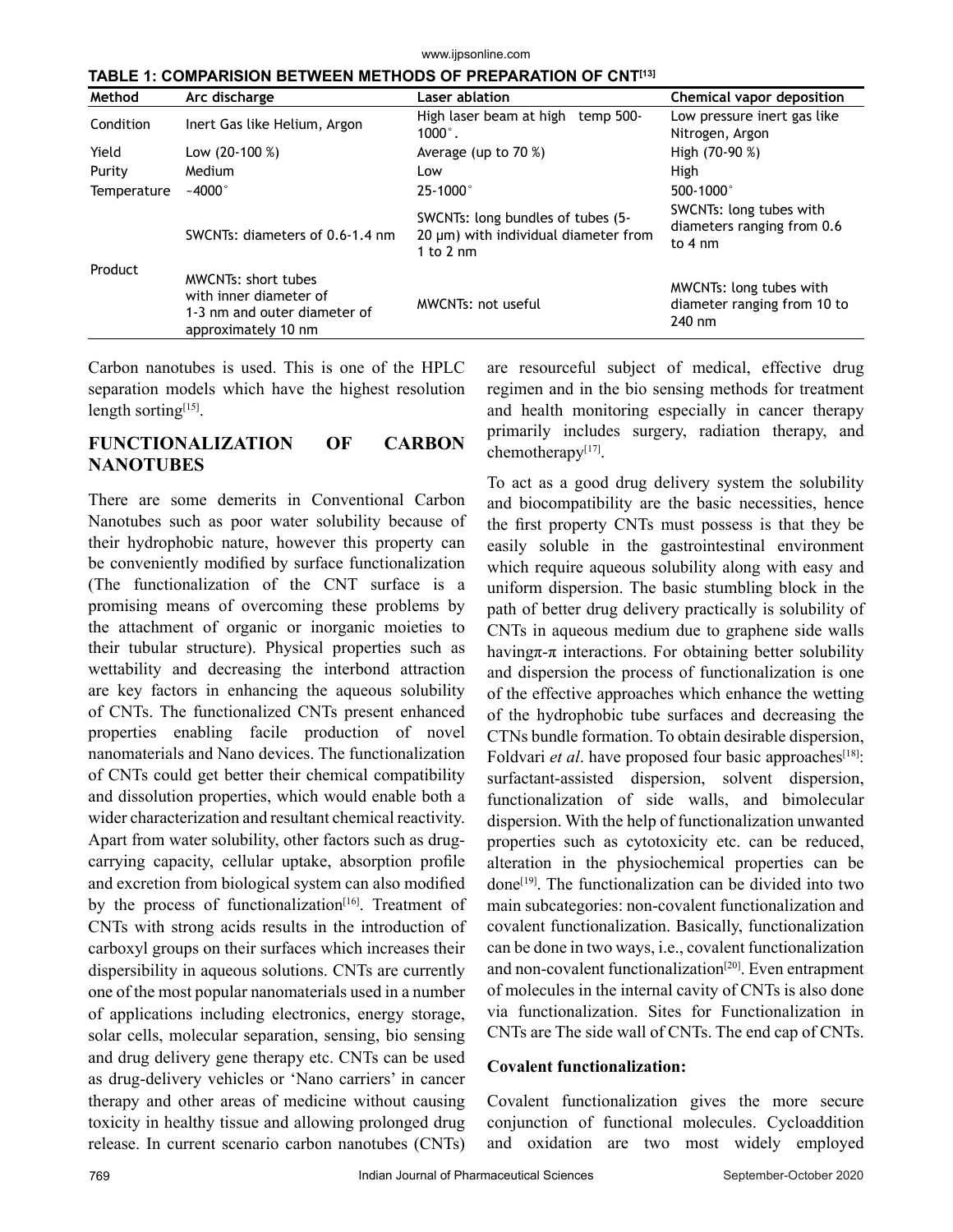**TABLE 1: COMPARISION BETWEEN METHODS OF PREPARATION OF CNT[13]**

| Method | Arc discharge | Laser ablation | Chemical vapor deposition |
|---|---|---|---|
| Condition | Inert Gas like Helium, Argon | High laser beam at high temp 500-1000°. | Low pressure inert gas like Nitrogen, Argon |
| Yield | Low (20-100 %) | Average (up to 70 %) | High (70-90 %) |
| Purity | Medium | Low | High |
| Temperature | ~4000° | 25-1000° | 500-1000° |
| Product | SWCNTs: diameters of 0.6-1.4 nm | SWCNTs: long bundles of tubes (5-20 μm) with individual diameter from 1 to 2 nm | SWCNTs: long tubes with diameters ranging from 0.6 to 4 nm |
| | MWCNTs: short tubes with inner diameter of 1-3 nm and outer diameter of approximately 10 nm | MWCNTs: not useful | MWCNTs: long tubes with diameter ranging from 10 to 240 nm |

Carbon nanotubes is used. This is one of the HPLC separation models which have the highest resolution length sorting[15].

## FUNCTIONALIZATION OF CARBON NANOTUBES

There are some demerits in Conventional Carbon Nanotubes such as poor water solubility because of their hydrophobic nature, however this property can be conveniently modified by surface functionalization (The functionalization of the CNT surface is a promising means of overcoming these problems by the attachment of organic or inorganic moieties to their tubular structure). Physical properties such as wettability and decreasing the interbond attraction are key factors in enhancing the aqueous solubility of CNTs. The functionalized CNTs present enhanced properties enabling facile production of novel nanomaterials and Nano devices. The functionalization of CNTs could get better their chemical compatibility and dissolution properties, which would enable both a wider characterization and resultant chemical reactivity. Apart from water solubility, other factors such as drug-carrying capacity, cellular uptake, absorption profile and excretion from biological system can also modified by the process of functionalization[16]. Treatment of CNTs with strong acids results in the introduction of carboxyl groups on their surfaces which increases their dispersibility in aqueous solutions. CNTs are currently one of the most popular nanomaterials used in a number of applications including electronics, energy storage, solar cells, molecular separation, sensing, bio sensing and drug delivery gene therapy etc. CNTs can be used as drug-delivery vehicles or 'Nano carriers' in cancer therapy and other areas of medicine without causing toxicity in healthy tissue and allowing prolonged drug release. In current scenario carbon nanotubes (CNTs) are resourceful subject of medical, effective drug regimen and in the bio sensing methods for treatment and health monitoring especially in cancer therapy primarily includes surgery, radiation therapy, and chemotherapy[17].

To act as a good drug delivery system the solubility and biocompatibility are the basic necessities, hence the first property CNTs must possess is that they be easily soluble in the gastrointestinal environment which require aqueous solubility along with easy and uniform dispersion. The basic stumbling block in the path of better drug delivery practically is solubility of CNTs in aqueous medium due to graphene side walls having π-π interactions. For obtaining better solubility and dispersion the process of functionalization is one of the effective approaches which enhance the wetting of the hydrophobic tube surfaces and decreasing the CTNs bundle formation. To obtain desirable dispersion, Foldvari *et al*. have proposed four basic approaches[18]: surfactant-assisted dispersion, solvent dispersion, functionalization of side walls, and bimolecular dispersion. With the help of functionalization unwanted properties such as cytotoxicity etc. can be reduced, alteration in the physiochemical properties can be done[19]. The functionalization can be divided into two main subcategories: non-covalent functionalization and covalent functionalization. Basically, functionalization can be done in two ways, i.e., covalent functionalization and non-covalent functionalization[20]. Even entrapment of molecules in the internal cavity of CNTs is also done via functionalization. Sites for Functionalization in CNTs are The side wall of CNTs. The end cap of CNTs.

### Covalent functionalization:

Covalent functionalization gives the more secure conjunction of functional molecules. Cycloaddition and oxidation are two most widely employed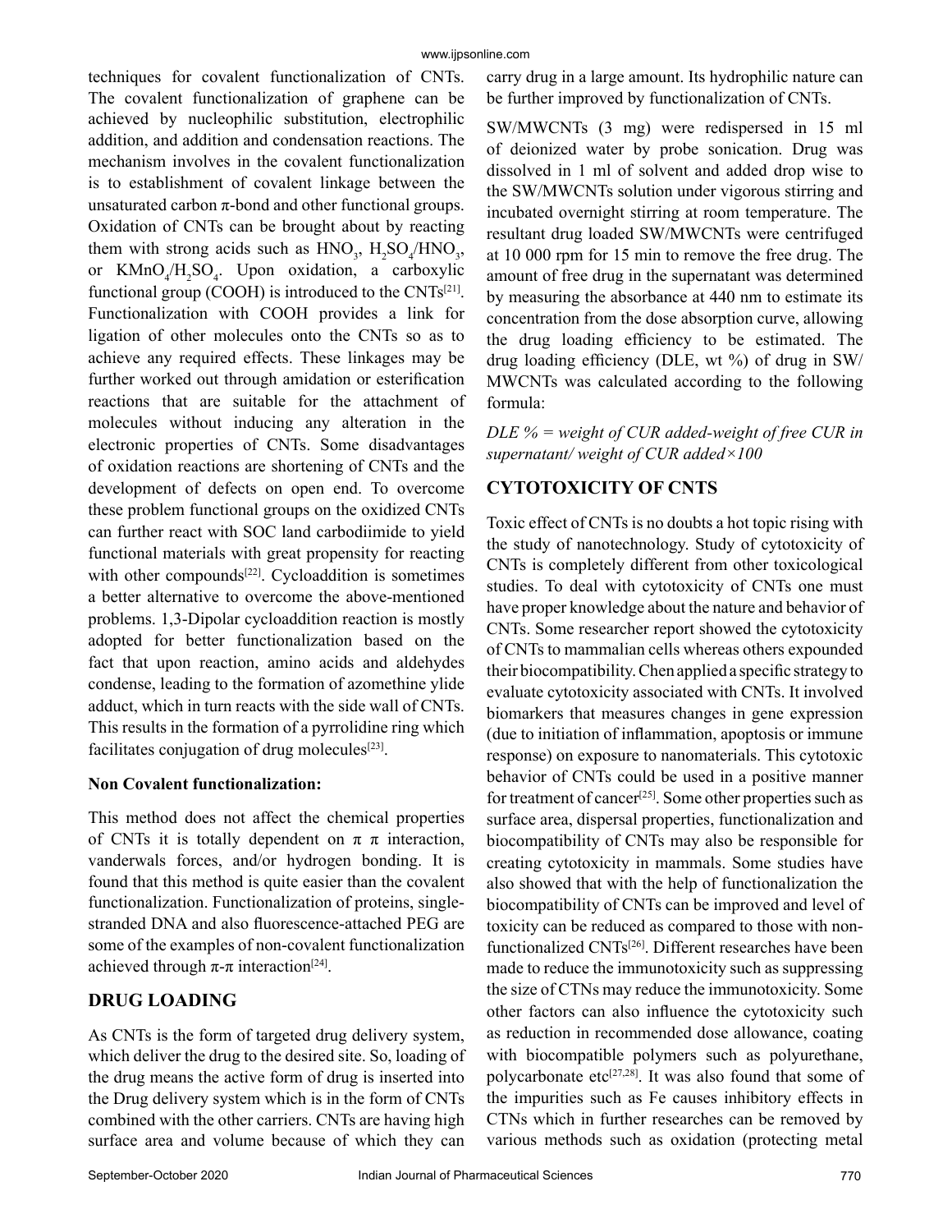techniques for covalent functionalization of CNTs. The covalent functionalization of graphene can be achieved by nucleophilic substitution, electrophilic addition, and addition and condensation reactions. The mechanism involves in the covalent functionalization is to establishment of covalent linkage between the unsaturated carbon π-bond and other functional groups. Oxidation of CNTs can be brought about by reacting them with strong acids such as $HNO_3$, $H_2SO_4/HNO_3$, or $KMnO_4/H_2SO_4$. Upon oxidation, a carboxylic functional group (COOH) is introduced to the CNTs[21]. Functionalization with COOH provides a link for ligation of other molecules onto the CNTs so as to achieve any required effects. These linkages may be further worked out through amidation or esterification reactions that are suitable for the attachment of molecules without inducing any alteration in the electronic properties of CNTs. Some disadvantages of oxidation reactions are shortening of CNTs and the development of defects on open end. To overcome these problem functional groups on the oxidized CNTs can further react with SOC land carbodiimide to yield functional materials with great propensity for reacting with other compounds[22]. Cycloaddition is sometimes a better alternative to overcome the above-mentioned problems. 1,3-Dipolar cycloaddition reaction is mostly adopted for better functionalization based on the fact that upon reaction, amino acids and aldehydes condense, leading to the formation of azomethine ylide adduct, which in turn reacts with the side wall of CNTs. This results in the formation of a pyrrolidine ring which facilitates conjugation of drug molecules[23].

**Non Covalent functionalization:**

This method does not affect the chemical properties of CNTs it is totally dependent on π π interaction, vanderwals forces, and/or hydrogen bonding. It is found that this method is quite easier than the covalent functionalization. Functionalization of proteins, single-stranded DNA and also fluorescence-attached PEG are some of the examples of non-covalent functionalization achieved through π-π interaction[24].

## DRUG LOADING

As CNTs is the form of targeted drug delivery system, which deliver the drug to the desired site. So, loading of the drug means the active form of drug is inserted into the Drug delivery system which is in the form of CNTs combined with the other carriers. CNTs are having high surface area and volume because of which they can carry drug in a large amount. Its hydrophilic nature can be further improved by functionalization of CNTs.

SW/MWCNTs (3 mg) were redispersed in 15 ml of deionized water by probe sonication. Drug was dissolved in 1 ml of solvent and added drop wise to the SW/MWCNTs solution under vigorous stirring and incubated overnight stirring at room temperature. The resultant drug loaded SW/MWCNTs were centrifuged at 10 000 rpm for 15 min to remove the free drug. The amount of free drug in the supernatant was determined by measuring the absorbance at 440 nm to estimate its concentration from the dose absorption curve, allowing the drug loading efficiency to be estimated. The drug loading efficiency (DLE, wt %) of drug in SW/MWCNTs was calculated according to the following formula:

*DLE % = weight of CUR added-weight of free CUR in supernatant/ weight of CUR added×100*

## CYTOTOXICITY OF CNTS

Toxic effect of CNTs is no doubts a hot topic rising with the study of nanotechnology. Study of cytotoxicity of CNTs is completely different from other toxicological studies. To deal with cytotoxicity of CNTs one must have proper knowledge about the nature and behavior of CNTs. Some researcher report showed the cytotoxicity of CNTs to mammalian cells whereas others expounded their biocompatibility. Chen applied a specific strategy to evaluate cytotoxicity associated with CNTs. It involved biomarkers that measures changes in gene expression (due to initiation of inflammation, apoptosis or immune response) on exposure to nanomaterials. This cytotoxic behavior of CNTs could be used in a positive manner for treatment of cancer[25]. Some other properties such as surface area, dispersal properties, functionalization and biocompatibility of CNTs may also be responsible for creating cytotoxicity in mammals. Some studies have also showed that with the help of functionalization the biocompatibility of CNTs can be improved and level of toxicity can be reduced as compared to those with non-functionalized CNTs[26]. Different researches have been made to reduce the immunotoxicity such as suppressing the size of CTNs may reduce the immunotoxicity. Some other factors can also influence the cytotoxicity such as reduction in recommended dose allowance, coating with biocompatible polymers such as polyurethane, polycarbonate etc[27,28]. It was also found that some of the impurities such as Fe causes inhibitory effects in CTNs which in further researches can be removed by various methods such as oxidation (protecting metal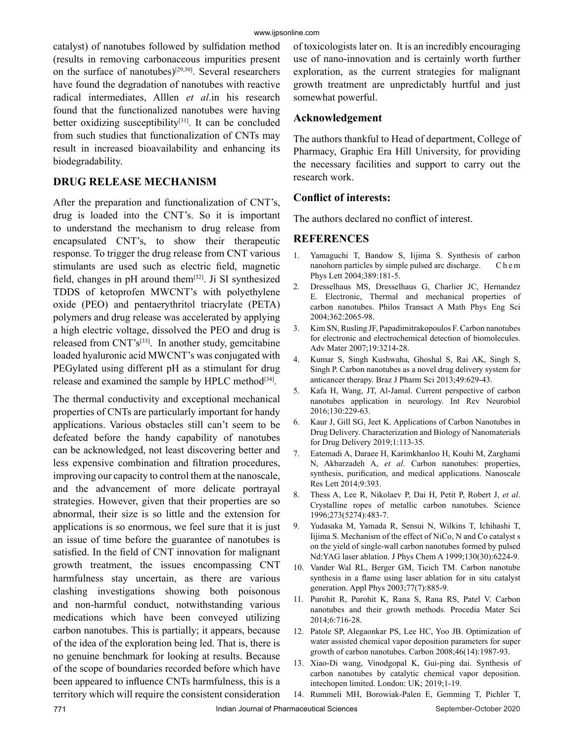catalyst) of nanotubes followed by sulfidation method (results in removing carbonaceous impurities present on the surface of nanotubes)[29,30]. Several researchers have found the degradation of nanotubes with reactive radical intermediates, Alllen *et al*.in his research found that the functionalized nanotubes were having better oxidizing susceptibility[31]. It can be concluded from such studies that functionalization of CNTs may result in increased bioavailability and enhancing its biodegradability.

## DRUG RELEASE MECHANISM

After the preparation and functionalization of CNT's, drug is loaded into the CNT's. So it is important to understand the mechanism to drug release from encapsulated CNT's, to show their therapeutic response. To trigger the drug release from CNT various stimulants are used such as electric field, magnetic field, changes in pH around them[32]. Ji SI synthesized TDDS of ketoprofen MWCNT's with polyethylene oxide (PEO) and pentaerythritol triacrylate (PETA) polymers and drug release was accelerated by applying a high electric voltage, dissolved the PEO and drug is released from CNT's[33]. In another study, gemcitabine loaded hyaluronic acid MWCNT's was conjugated with PEGylated using different pH as a stimulant for drug release and examined the sample by HPLC method[34].

The thermal conductivity and exceptional mechanical properties of CNTs are particularly important for handy applications. Various obstacles still can't seem to be defeated before the handy capability of nanotubes can be acknowledged, not least discovering better and less expensive combination and filtration procedures, improving our capacity to control them at the nanoscale, and the advancement of more delicate portrayal strategies. However, given that their properties are so abnormal, their size is so little and the extension for applications is so enormous, we feel sure that it is just an issue of time before the guarantee of nanotubes is satisfied. In the field of CNT innovation for malignant growth treatment, the issues encompassing CNT harmfulness stay uncertain, as there are various clashing investigations showing both poisonous and non-harmful conduct, notwithstanding various medications which have been conveyed utilizing carbon nanotubes. This is partially; it appears, because of the idea of the exploration being led. That is, there is no genuine benchmark for looking at results. Because of the scope of boundaries recorded before which have been appeared to influence CNTs harmfulness, this is a territory which will require the consistent consideration of toxicologists later on. It is an incredibly encouraging use of nano-innovation and is certainly worth further exploration, as the current strategies for malignant growth treatment are unpredictably hurtful and just somewhat powerful.

### Acknowledgement

The authors thankful to Head of department, College of Pharmacy, Graphic Era Hill University, for providing the necessary facilities and support to carry out the research work.

### Conflict of interests:

The authors declared no conflict of interest.

## REFERENCES

1. Yamaguchi T, Bandow S, Iijima S. Synthesis of carbon nanohorn particles by simple pulsed arc discharge. Chem Phys Lett 2004;389:181-5.
2. Dresselhaus MS, Dresselhaus G, Charlier JC, Hernandez E. Electronic, Thermal and mechanical properties of carbon nanotubes. Philos Transact A Math Phys Eng Sci 2004;362:2065-98.
3. Kim SN, Rusling JF, Papadimitrakopoulos F. Carbon nanotubes for electronic and electrochemical detection of biomolecules. Adv Mater 2007;19:3214-28.
4. Kumar S, Singh Kushwaha, Ghoshal S, Rai AK, Singh S, Singh P. Carbon nanotubes as a novel drug delivery system for anticancer therapy. Braz J Pharm Sci 2013;49:629-43.
5. Kafa H, Wang, JT, Al-Jamal. Current perspective of carbon nanotubes application in neurology. Int Rev Neurobiol 2016;130:229-63.
6. Kaur J, Gill SG, Jeet K. Applications of Carbon Nanotubes in Drug Delivery. Characterization and Biology of Nanomaterials for Drug Delivery 2019;1:113-35.
7. Eatemadi A, Daraee H, Karimkhanloo H, Kouhi M, Zarghami N, Akbarzadeh A, *et al*. Carbon nanotubes: properties, synthesis, purification, and medical applications. Nanoscale Res Lett 2014;9:393.
8. Thess A, Lee R, Nikolaev P, Dai H, Petit P, Robert J, *et al*. Crystalline ropes of metallic carbon nanotubes. Science 1996;273(5274):483-7.
9. Yudasaka M, Yamada R, Sensui N, Wilkins T, Ichihashi T, Iijima S. Mechanism of the effect of NiCo, N and Co catalyst s on the yield of single-wall carbon nanotubes formed by pulsed Nd:YAG laser ablation. J Phys Chem A 1999;130(30):6224-9.
10. Vander Wal RL, Berger GM, Ticich TM. Carbon nanotube synthesis in a flame using laser ablation for in situ catalyst generation. Appl Phys 2003;77(7):885-9.
11. Purohit R, Purohit K, Rana S, Rana RS, Patel V. Carbon nanotubes and their growth methods. Procedia Mater Sci 2014;6:716-28.
12. Patole SP, Alegaonkar PS, Lee HC, Yoo JB. Optimization of water assisted chemical vapor deposition parameters for super growth of carbon nanotubes. Carbon 2008;46(14):1987-93.
13. Xiao-Di wang, Vinodgopal K, Gui-ping dai. Synthesis of carbon nanotubes by catalytic chemical vapor deposition. intechopen limited. London: UK; 2019;1-19.
14. Rummeli MH, Borowiak-Palen E, Gemming T, Pichler T,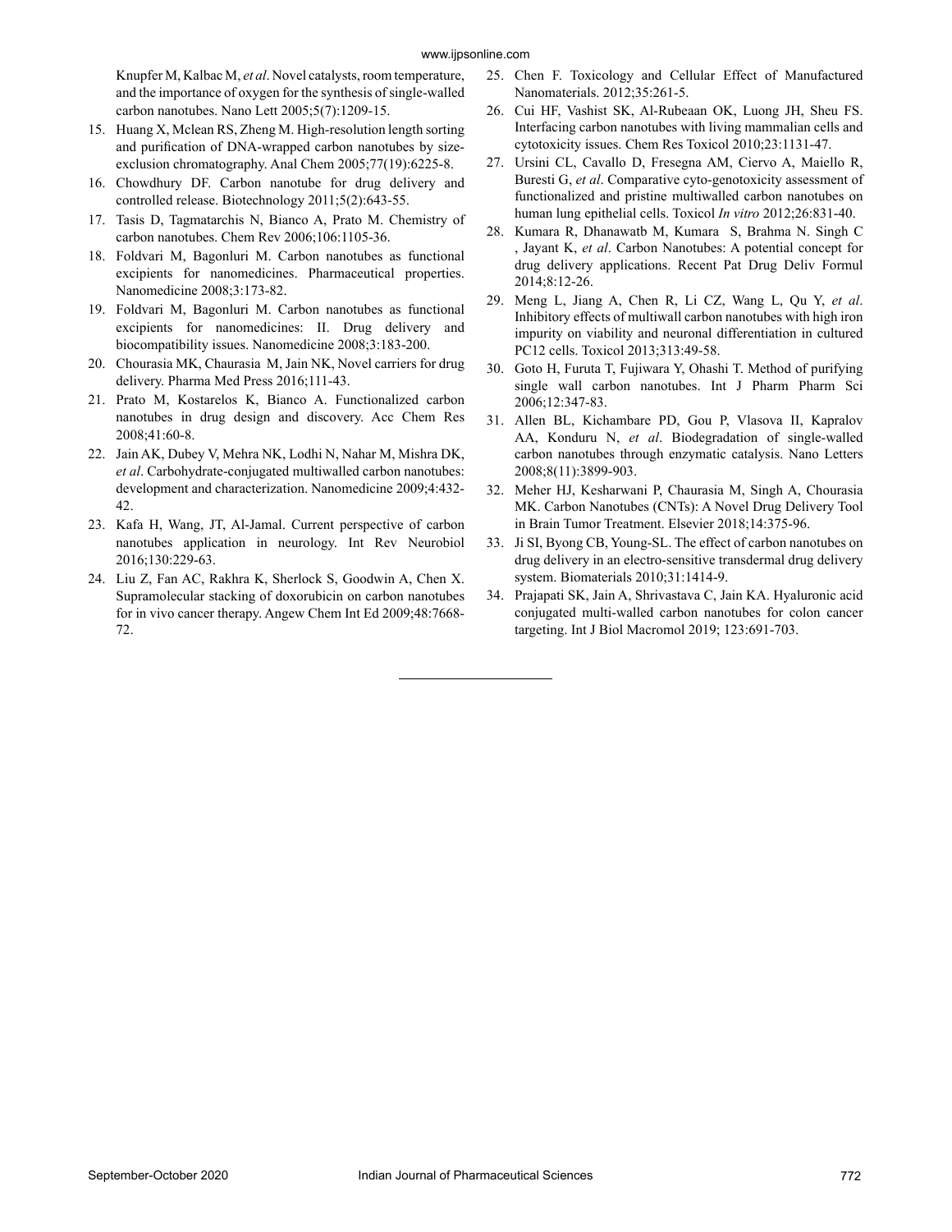Knupfer M, Kalbac M, *et al*. Novel catalysts, room temperature, and the importance of oxygen for the synthesis of single-walled carbon nanotubes. Nano Lett 2005;5(7):1209-15.

15. Huang X, Mclean RS, Zheng M. High-resolution length sorting and purification of DNA-wrapped carbon nanotubes by size-exclusion chromatography. Anal Chem 2005;77(19):6225-8.
16. Chowdhury DF. Carbon nanotube for drug delivery and controlled release. Biotechnology 2011;5(2):643-55.
17. Tasis D, Tagmatarchis N, Bianco A, Prato M. Chemistry of carbon nanotubes. Chem Rev 2006;106:1105-36.
18. Foldvari M, Bagonluri M. Carbon nanotubes as functional excipients for nanomedicines. Pharmaceutical properties. Nanomedicine 2008;3:173-82.
19. Foldvari M, Bagonluri M. Carbon nanotubes as functional excipients for nanomedicines: II. Drug delivery and biocompatibility issues. Nanomedicine 2008;3:183-200.
20. Chourasia MK, Chaurasia M, Jain NK, Novel carriers for drug delivery. Pharma Med Press 2016;111-43.
21. Prato M, Kostarelos K, Bianco A. Functionalized carbon nanotubes in drug design and discovery. Acc Chem Res 2008;41:60-8.
22. Jain AK, Dubey V, Mehra NK, Lodhi N, Nahar M, Mishra DK, *et al*. Carbohydrate-conjugated multiwalled carbon nanotubes: development and characterization. Nanomedicine 2009;4:432-42.
23. Kafa H, Wang, JT, Al-Jamal. Current perspective of carbon nanotubes application in neurology. Int Rev Neurobiol 2016;130:229-63.
24. Liu Z, Fan AC, Rakhra K, Sherlock S, Goodwin A, Chen X. Supramolecular stacking of doxorubicin on carbon nanotubes for in vivo cancer therapy. Angew Chem Int Ed 2009;48:7668-72.
25. Chen F. Toxicology and Cellular Effect of Manufactured Nanomaterials. 2012;35:261-5.
26. Cui HF, Vashist SK, Al-Rubeaan OK, Luong JH, Sheu FS. Interfacing carbon nanotubes with living mammalian cells and cytotoxicity issues. Chem Res Toxicol 2010;23:1131-47.
27. Ursini CL, Cavallo D, Fresegna AM, Ciervo A, Maiello R, Buresti G, *et al*. Comparative cyto-genotoxicity assessment of functionalized and pristine multiwalled carbon nanotubes on human lung epithelial cells. Toxicol *In vitro* 2012;26:831-40.
28. Kumara R, Dhanawatb M, Kumara S, Brahma N. Singh C , Jayant K, *et al*. Carbon Nanotubes: A potential concept for drug delivery applications. Recent Pat Drug Deliv Formul 2014;8:12-26.
29. Meng L, Jiang A, Chen R, Li CZ, Wang L, Qu Y, *et al*. Inhibitory effects of multiwall carbon nanotubes with high iron impurity on viability and neuronal differentiation in cultured PC12 cells. Toxicol 2013;313:49-58.
30. Goto H, Furuta T, Fujiwara Y, Ohashi T. Method of purifying single wall carbon nanotubes. Int J Pharm Pharm Sci 2006;12:347-83.
31. Allen BL, Kichambare PD, Gou P, Vlasova II, Kapralov AA, Konduru N, *et al*. Biodegradation of single-walled carbon nanotubes through enzymatic catalysis. Nano Letters 2008;8(11):3899-903.
32. Meher HJ, Kesharwani P, Chaurasia M, Singh A, Chourasia MK. Carbon Nanotubes (CNTs): A Novel Drug Delivery Tool in Brain Tumor Treatment. Elsevier 2018;14:375-96.
33. Ji SI, Byong CB, Young-SL. The effect of carbon nanotubes on drug delivery in an electro-sensitive transdermal drug delivery system. Biomaterials 2010;31:1414-9.
34. Prajapati SK, Jain A, Shrivastava C, Jain KA. Hyaluronic acid conjugated multi-walled carbon nanotubes for colon cancer targeting. Int J Biol Macromol 2019; 123:691-703.